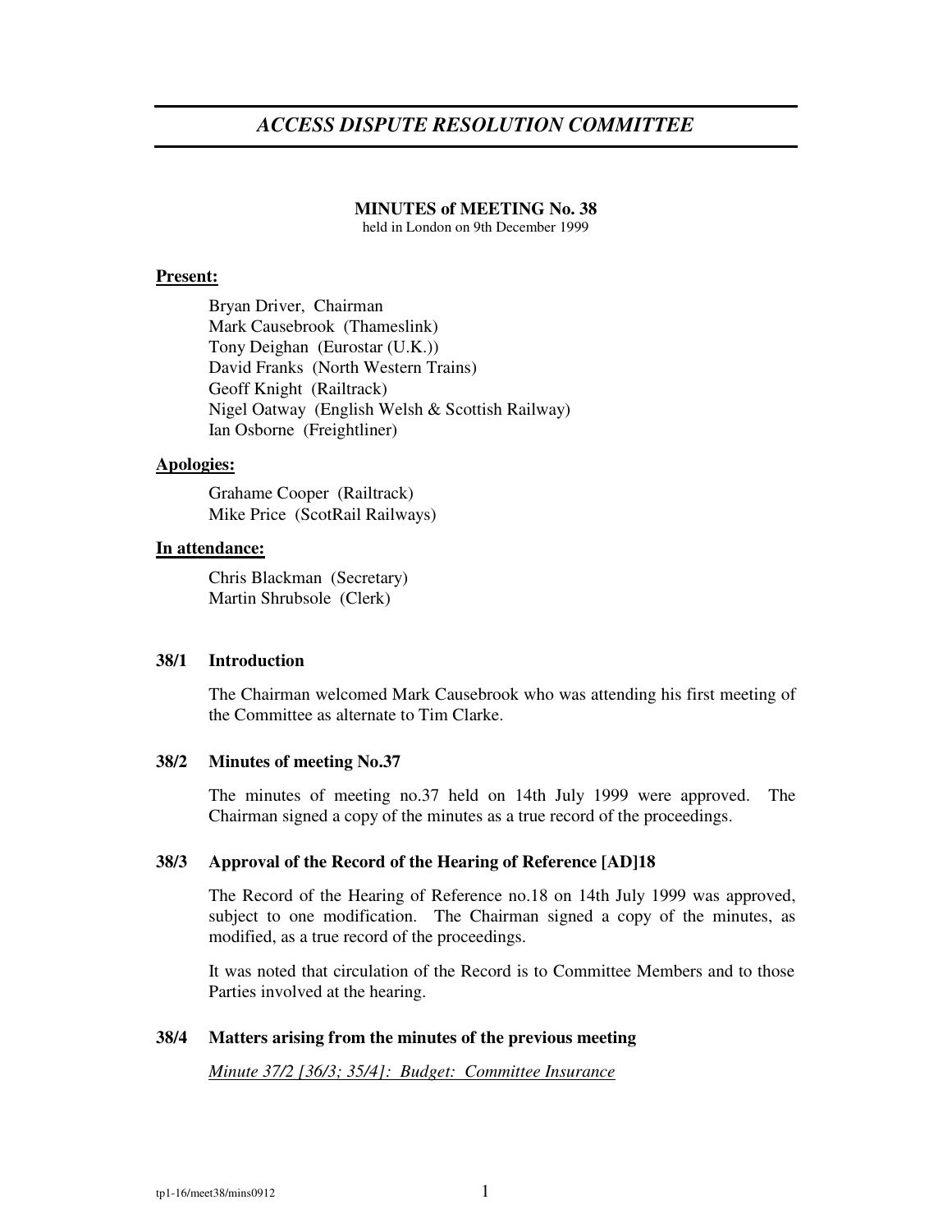# *ACCESS DISPUTE RESOLUTION COMMITTEE*

**MINUTES of MEETING No. 38**
held in London on 9th December 1999

**Present:**

Bryan Driver, Chairman
Mark Causebrook (Thameslink)
Tony Deighan (Eurostar (U.K.))
David Franks (North Western Trains)
Geoff Knight (Railtrack)
Nigel Oatway (English Welsh & Scottish Railway)
Ian Osborne (Freightliner)

**Apologies:**

Grahame Cooper (Railtrack)
Mike Price (ScotRail Railways)

**In attendance:**

Chris Blackman (Secretary)
Martin Shrubsole (Clerk)

## 38/1 Introduction

The Chairman welcomed Mark Causebrook who was attending his first meeting of the Committee as alternate to Tim Clarke.

## 38/2 Minutes of meeting No.37

The minutes of meeting no.37 held on 14th July 1999 were approved. The Chairman signed a copy of the minutes as a true record of the proceedings.

## 38/3 Approval of the Record of the Hearing of Reference [AD]18

The Record of the Hearing of Reference no.18 on 14th July 1999 was approved, subject to one modification. The Chairman signed a copy of the minutes, as modified, as a true record of the proceedings.

It was noted that circulation of the Record is to Committee Members and to those Parties involved at the hearing.

## 38/4 Matters arising from the minutes of the previous meeting

*Minute 37/2 [36/3; 35/4]: Budget: Committee Insurance*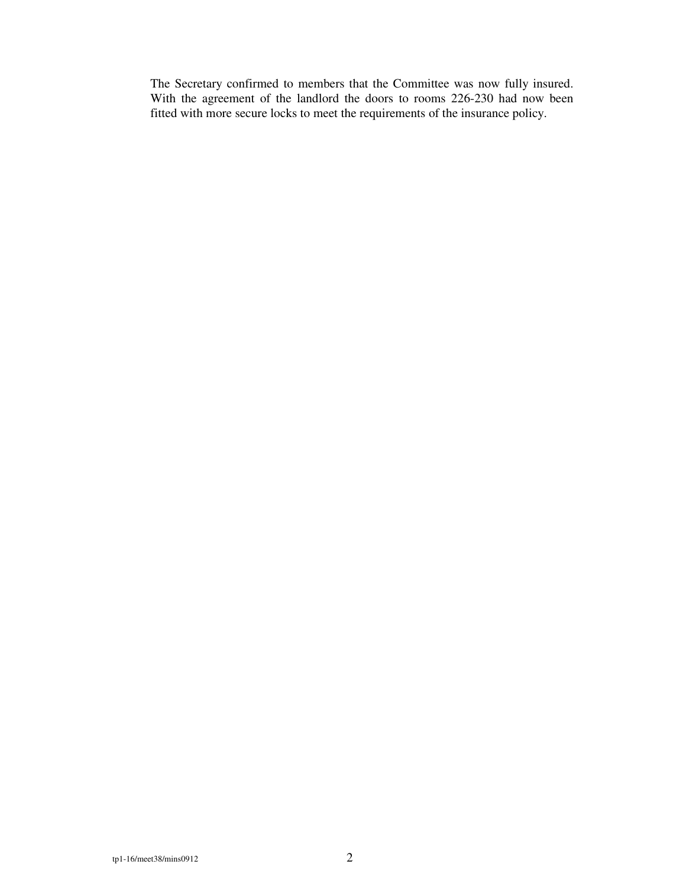The Secretary confirmed to members that the Committee was now fully insured. With the agreement of the landlord the doors to rooms 226-230 had now been fitted with more secure locks to meet the requirements of the insurance policy.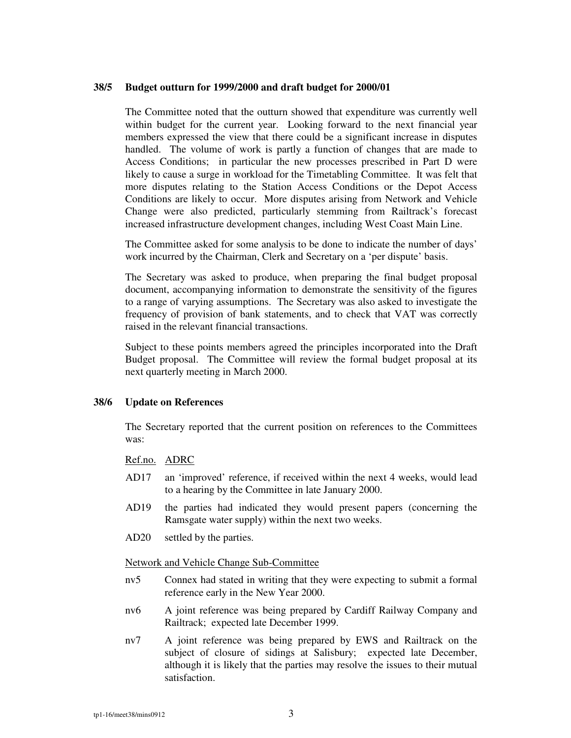### 38/5 Budget outturn for 1999/2000 and draft budget for 2000/01

The Committee noted that the outturn showed that expenditure was currently well within budget for the current year. Looking forward to the next financial year members expressed the view that there could be a significant increase in disputes handled. The volume of work is partly a function of changes that are made to Access Conditions; in particular the new processes prescribed in Part D were likely to cause a surge in workload for the Timetabling Committee. It was felt that more disputes relating to the Station Access Conditions or the Depot Access Conditions are likely to occur. More disputes arising from Network and Vehicle Change were also predicted, particularly stemming from Railtrack's forecast increased infrastructure development changes, including West Coast Main Line.

The Committee asked for some analysis to be done to indicate the number of days' work incurred by the Chairman, Clerk and Secretary on a 'per dispute' basis.

The Secretary was asked to produce, when preparing the final budget proposal document, accompanying information to demonstrate the sensitivity of the figures to a range of varying assumptions. The Secretary was also asked to investigate the frequency of provision of bank statements, and to check that VAT was correctly raised in the relevant financial transactions.

Subject to these points members agreed the principles incorporated into the Draft Budget proposal. The Committee will review the formal budget proposal at its next quarterly meeting in March 2000.

### 38/6 Update on References

The Secretary reported that the current position on references to the Committees was:

<u>Ref.no.</u> <u>ADRC</u>

- AD17 an 'improved' reference, if received within the next 4 weeks, would lead to a hearing by the Committee in late January 2000.
- AD19 the parties had indicated they would present papers (concerning the Ramsgate water supply) within the next two weeks.
- AD20 settled by the parties.

<u>Network and Vehicle Change Sub-Committee</u>

- nv5 Connex had stated in writing that they were expecting to submit a formal reference early in the New Year 2000.
- nv6 A joint reference was being prepared by Cardiff Railway Company and Railtrack; expected late December 1999.
- nv7 A joint reference was being prepared by EWS and Railtrack on the subject of closure of sidings at Salisbury; expected late December, although it is likely that the parties may resolve the issues to their mutual satisfaction.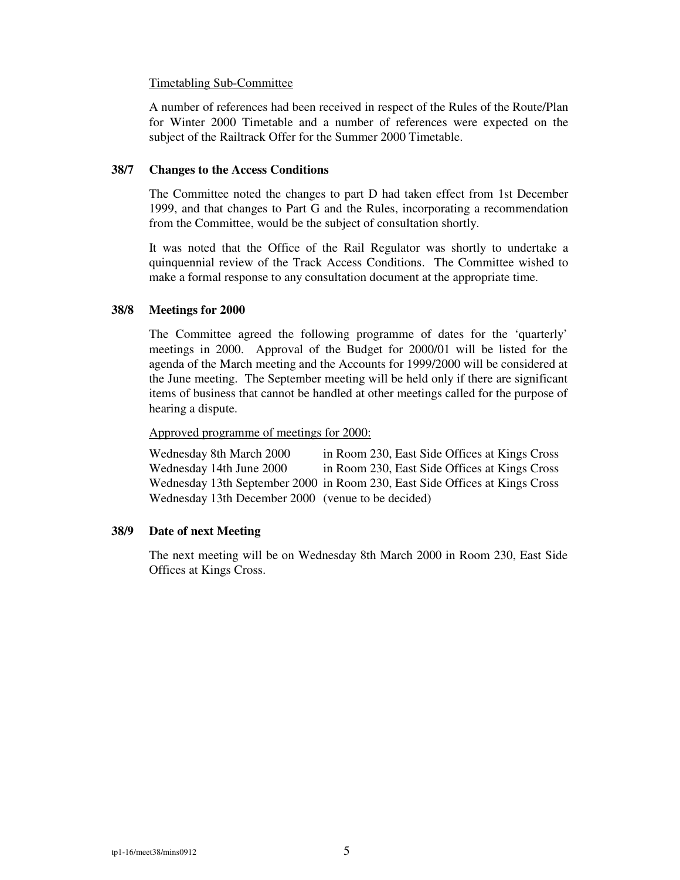Timetabling Sub-Committee

A number of references had been received in respect of the Rules of the Route/Plan for Winter 2000 Timetable and a number of references were expected on the subject of the Railtrack Offer for the Summer 2000 Timetable.

**38/7 Changes to the Access Conditions**

The Committee noted the changes to part D had taken effect from 1st December 1999, and that changes to Part G and the Rules, incorporating a recommendation from the Committee, would be the subject of consultation shortly.

It was noted that the Office of the Rail Regulator was shortly to undertake a quinquennial review of the Track Access Conditions. The Committee wished to make a formal response to any consultation document at the appropriate time.

**38/8 Meetings for 2000**

The Committee agreed the following programme of dates for the 'quarterly' meetings in 2000. Approval of the Budget for 2000/01 will be listed for the agenda of the March meeting and the Accounts for 1999/2000 will be considered at the June meeting. The September meeting will be held only if there are significant items of business that cannot be handled at other meetings called for the purpose of hearing a dispute.

Approved programme of meetings for 2000:

| | |
|---|---|
| Wednesday 8th March 2000 | in Room 230, East Side Offices at Kings Cross |
| Wednesday 14th June 2000 | in Room 230, East Side Offices at Kings Cross |
| Wednesday 13th September 2000 | in Room 230, East Side Offices at Kings Cross |
| Wednesday 13th December 2000 | (venue to be decided) |

**38/9 Date of next Meeting**

The next meeting will be on Wednesday 8th March 2000 in Room 230, East Side Offices at Kings Cross.

tp1-16/meet38/mins0912